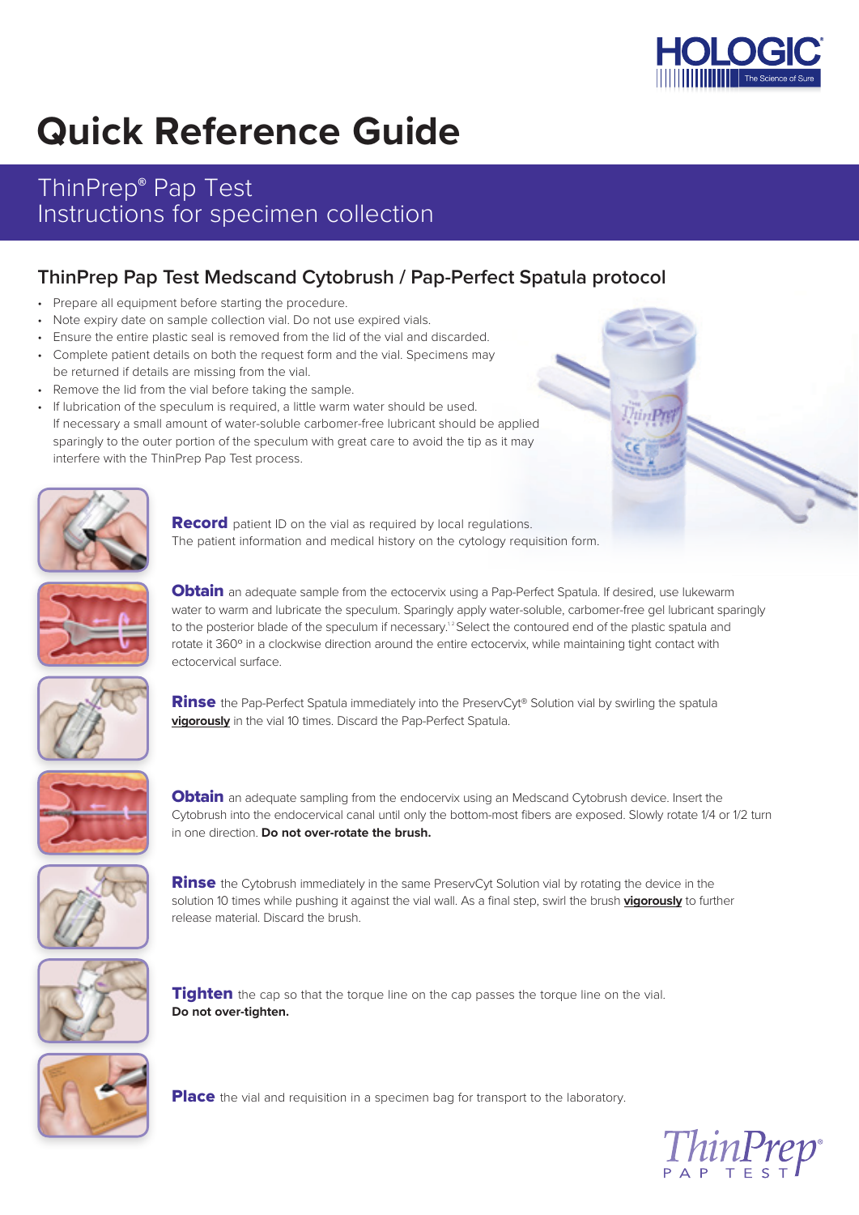# Quick Reference Guide

## ThinPrep® Pap Test
## Instructions for specimen collection

### ThinPrep Pap Test Medscand Cytobrush / Pap-Perfect Spatula protocol

- Prepare all equipment before starting the procedure.
- Note expiry date on sample collection vial. Do not use expired vials.
- Ensure the entire plastic seal is removed from the lid of the vial and discarded.
- Complete patient details on both the request form and the vial. Specimens may be returned if details are missing from the vial.
- Remove the lid from the vial before taking the sample.
- If lubrication of the speculum is required, a little warm water should be used. If necessary a small amount of water-soluble carbomer-free lubricant should be applied sparingly to the outer portion of the speculum with great care to avoid the tip as it may interfere with the ThinPrep Pap Test process.

**Record** patient ID on the vial as required by local regulations. The patient information and medical history on the cytology requisition form.

**Obtain** an adequate sample from the ectocervix using a Pap-Perfect Spatula. If desired, use lukewarm water to warm and lubricate the speculum. Sparingly apply water-soluble, carbomer-free gel lubricant sparingly to the posterior blade of the speculum if necessary.[1,2] Select the contoured end of the plastic spatula and rotate it 360º in a clockwise direction around the entire ectocervix, while maintaining tight contact with ectocervical surface.

**Rinse** the Pap-Perfect Spatula immediately into the PreservCyt® Solution vial by swirling the spatula **vigorously** in the vial 10 times. Discard the Pap-Perfect Spatula.

**Obtain** an adequate sampling from the endocervix using an Medscand Cytobrush device. Insert the Cytobrush into the endocervical canal until only the bottom-most fibers are exposed. Slowly rotate 1/4 or 1/2 turn in one direction. **Do not over-rotate the brush.**

**Rinse** the Cytobrush immediately in the same PreservCyt Solution vial by rotating the device in the solution 10 times while pushing it against the vial wall. As a final step, swirl the brush **vigorously** to further release material. Discard the brush.

**Tighten** the cap so that the torque line on the cap passes the torque line on the vial. **Do not over-tighten.**

**Place** the vial and requisition in a specimen bag for transport to the laboratory.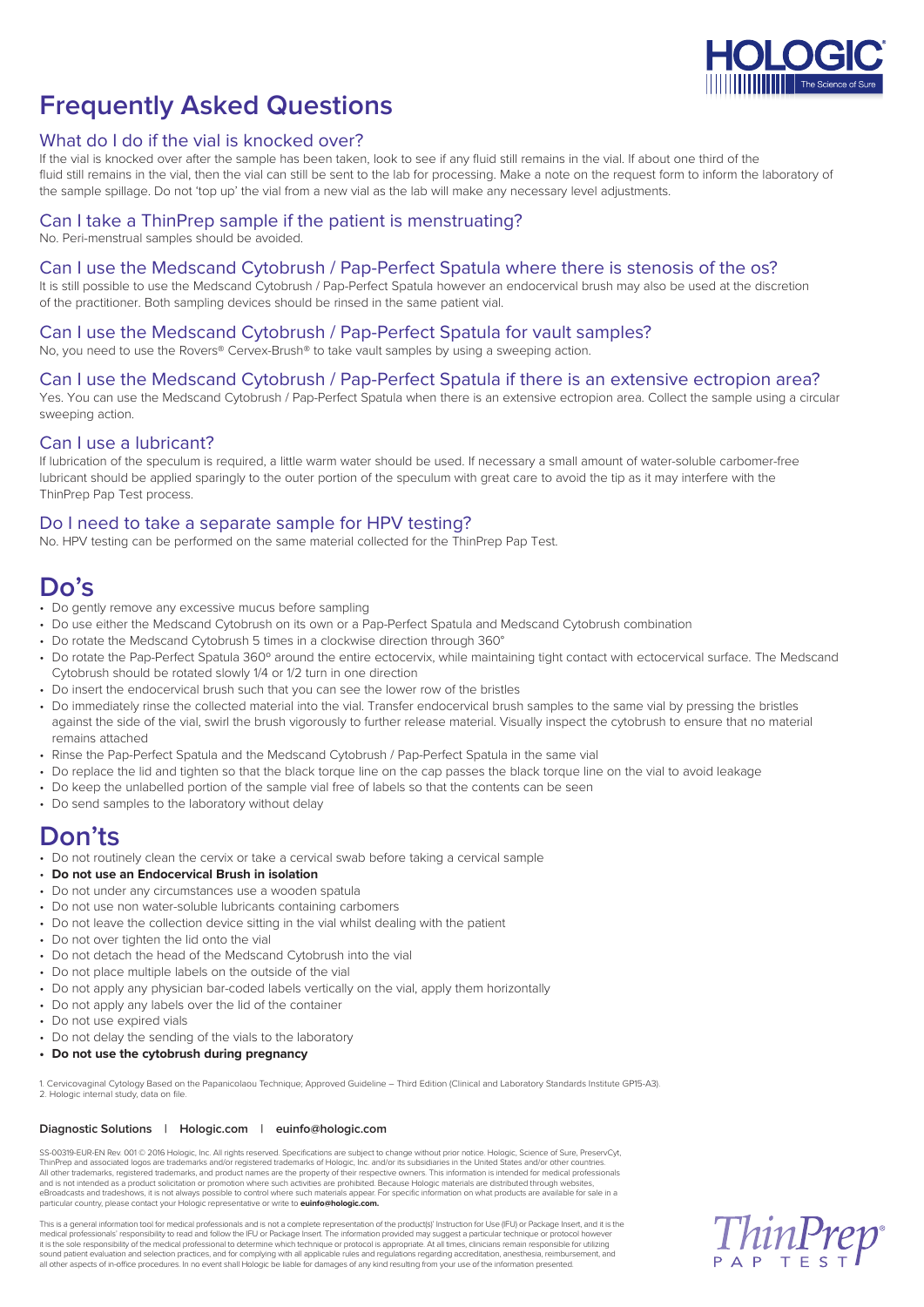# Frequently Asked Questions

## What do I do if the vial is knocked over?

If the vial is knocked over after the sample has been taken, look to see if any fluid still remains in the vial. If about one third of the fluid still remains in the vial, then the vial can still be sent to the lab for processing. Make a note on the request form to inform the laboratory of the sample spillage. Do not 'top up' the vial from a new vial as the lab will make any necessary level adjustments.

## Can I take a ThinPrep sample if the patient is menstruating?

No. Peri-menstrual samples should be avoided.

## Can I use the Medscand Cytobrush / Pap-Perfect Spatula where there is stenosis of the os?

It is still possible to use the Medscand Cytobrush / Pap-Perfect Spatula however an endocervical brush may also be used at the discretion of the practitioner. Both sampling devices should be rinsed in the same patient vial.

## Can I use the Medscand Cytobrush / Pap-Perfect Spatula for vault samples?

No, you need to use the Rovers® Cervex-Brush® to take vault samples by using a sweeping action.

## Can I use the Medscand Cytobrush / Pap-Perfect Spatula if there is an extensive ectropion area?

Yes. You can use the Medscand Cytobrush / Pap-Perfect Spatula when there is an extensive ectropion area. Collect the sample using a circular sweeping action.

## Can I use a lubricant?

If lubrication of the speculum is required, a little warm water should be used. If necessary a small amount of water-soluble carbomer-free lubricant should be applied sparingly to the outer portion of the speculum with great care to avoid the tip as it may interfere with the ThinPrep Pap Test process.

## Do I need to take a separate sample for HPV testing?

No. HPV testing can be performed on the same material collected for the ThinPrep Pap Test.

# Do's

- Do gently remove any excessive mucus before sampling
- Do use either the Medscand Cytobrush on its own or a Pap-Perfect Spatula and Medscand Cytobrush combination
- Do rotate the Medscand Cytobrush 5 times in a clockwise direction through 360°
- Do rotate the Pap-Perfect Spatula 360º around the entire ectocervix, while maintaining tight contact with ectocervical surface. The Medscand Cytobrush should be rotated slowly 1/4 or 1/2 turn in one direction
- Do insert the endocervical brush such that you can see the lower row of the bristles
- Do immediately rinse the collected material into the vial. Transfer endocervical brush samples to the same vial by pressing the bristles against the side of the vial, swirl the brush vigorously to further release material. Visually inspect the cytobrush to ensure that no material remains attached
- Rinse the Pap-Perfect Spatula and the Medscand Cytobrush / Pap-Perfect Spatula in the same vial
- Do replace the lid and tighten so that the black torque line on the cap passes the black torque line on the vial to avoid leakage
- Do keep the unlabelled portion of the sample vial free of labels so that the contents can be seen
- Do send samples to the laboratory without delay

# Don'ts

- Do not routinely clean the cervix or take a cervical swab before taking a cervical sample
- **Do not use an Endocervical Brush in isolation**
- Do not under any circumstances use a wooden spatula
- Do not use non water-soluble lubricants containing carbomers
- Do not leave the collection device sitting in the vial whilst dealing with the patient
- Do not over tighten the lid onto the vial
- Do not detach the head of the Medscand Cytobrush into the vial
- Do not place multiple labels on the outside of the vial
- Do not apply any physician bar-coded labels vertically on the vial, apply them horizontally
- Do not apply any labels over the lid of the container
- Do not use expired vials
- Do not delay the sending of the vials to the laboratory
- **Do not use the cytobrush during pregnancy**

1. Cervicovaginal Cytology Based on the Papanicolaou Technique; Approved Guideline – Third Edition (Clinical and Laboratory Standards Institute GP15-A3).
2. Hologic internal study, data on file.

**Diagnostic Solutions | Hologic.com | euinfo@hologic.com**

SS-00319-EUR-EN Rev. 001 © 2016 Hologic, Inc. All rights reserved. Specifications are subject to change without prior notice. Hologic, Science of Sure, PreservCyt, ThinPrep and associated logos are trademarks and/or registered trademarks of Hologic, Inc. and/or its subsidiaries in the United States and/or other countries. All other trademarks, registered trademarks, and product names are the property of their respective owners. This information is intended for medical professionals and is not intended as a product solicitation or promotion where such activities are prohibited. Because Hologic materials are distributed through websites, eBroadcasts and tradeshows, it is not always possible to control where such materials appear. For specific information on what products are available for sale in a particular country, please contact your Hologic representative or write to **euinfo@hologic.com.**

This is a general information tool for medical professionals and is not a complete representation of the product(s)' Instruction for Use (IFU) or Package Insert, and it is the medical professionals' responsibility to read and follow the IFU or Package Insert. The information provided may suggest a particular technique or protocol however it is the sole responsibility of the medical professional to determine which technique or protocol is appropriate. At all times, clinicians remain responsible for utilizing sound patient evaluation and selection practices, and for complying with all applicable rules and regulations regarding accreditation, anesthesia, reimbursement, and all other aspects of in-office procedures. In no event shall Hologic be liable for damages of any kind resulting from your use of the information presented.